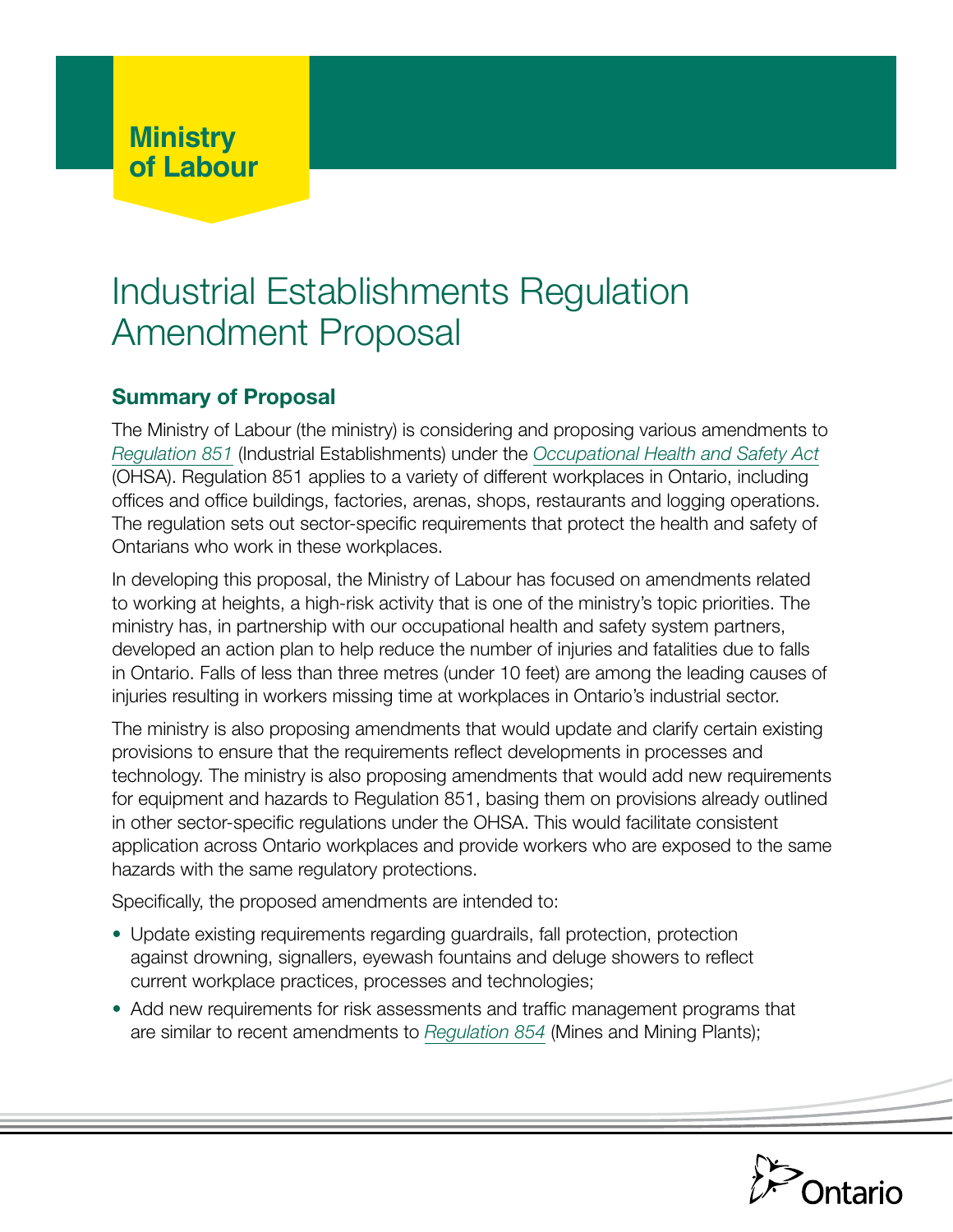Ministry of Labour

# Industrial Establishments Regulation Amendment Proposal

## Summary of Proposal

The Ministry of Labour (the ministry) is considering and proposing various amendments to *Regulation 851* (Industrial Establishments) under the *Occupational Health and Safety Act* (OHSA). Regulation 851 applies to a variety of different workplaces in Ontario, including offices and office buildings, factories, arenas, shops, restaurants and logging operations. The regulation sets out sector-specific requirements that protect the health and safety of Ontarians who work in these workplaces.

In developing this proposal, the Ministry of Labour has focused on amendments related to working at heights, a high-risk activity that is one of the ministry's topic priorities. The ministry has, in partnership with our occupational health and safety system partners, developed an action plan to help reduce the number of injuries and fatalities due to falls in Ontario. Falls of less than three metres (under 10 feet) are among the leading causes of injuries resulting in workers missing time at workplaces in Ontario's industrial sector.

The ministry is also proposing amendments that would update and clarify certain existing provisions to ensure that the requirements reflect developments in processes and technology. The ministry is also proposing amendments that would add new requirements for equipment and hazards to Regulation 851, basing them on provisions already outlined in other sector-specific regulations under the OHSA. This would facilitate consistent application across Ontario workplaces and provide workers who are exposed to the same hazards with the same regulatory protections.

Specifically, the proposed amendments are intended to:

- Update existing requirements regarding guardrails, fall protection, protection against drowning, signallers, eyewash fountains and deluge showers to reflect current workplace practices, processes and technologies;
- Add new requirements for risk assessments and traffic management programs that are similar to recent amendments to *Regulation 854* (Mines and Mining Plants);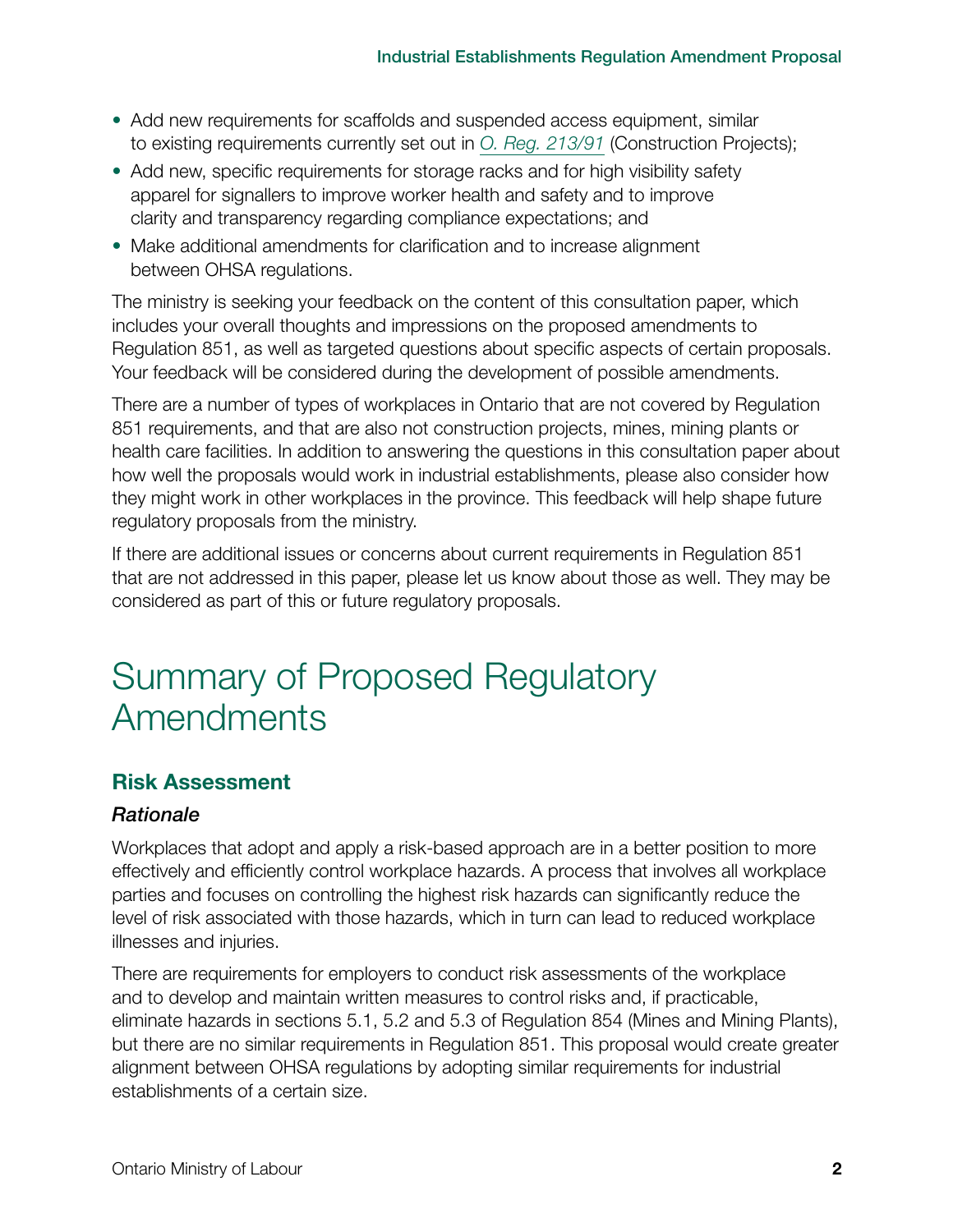- Add new requirements for scaffolds and suspended access equipment, similar to existing requirements currently set out in *O. Reg. 213/91* (Construction Projects);
- Add new, specific requirements for storage racks and for high visibility safety apparel for signallers to improve worker health and safety and to improve clarity and transparency regarding compliance expectations; and
- Make additional amendments for clarification and to increase alignment between OHSA regulations.

The ministry is seeking your feedback on the content of this consultation paper, which includes your overall thoughts and impressions on the proposed amendments to Regulation 851, as well as targeted questions about specific aspects of certain proposals. Your feedback will be considered during the development of possible amendments.

There are a number of types of workplaces in Ontario that are not covered by Regulation 851 requirements, and that are also not construction projects, mines, mining plants or health care facilities. In addition to answering the questions in this consultation paper about how well the proposals would work in industrial establishments, please also consider how they might work in other workplaces in the province. This feedback will help shape future regulatory proposals from the ministry.

If there are additional issues or concerns about current requirements in Regulation 851 that are not addressed in this paper, please let us know about those as well. They may be considered as part of this or future regulatory proposals.

# Summary of Proposed Regulatory Amendments

## Risk Assessment

### *Rationale*

Workplaces that adopt and apply a risk-based approach are in a better position to more effectively and efficiently control workplace hazards. A process that involves all workplace parties and focuses on controlling the highest risk hazards can significantly reduce the level of risk associated with those hazards, which in turn can lead to reduced workplace illnesses and injuries.

There are requirements for employers to conduct risk assessments of the workplace and to develop and maintain written measures to control risks and, if practicable, eliminate hazards in sections 5.1, 5.2 and 5.3 of Regulation 854 (Mines and Mining Plants), but there are no similar requirements in Regulation 851. This proposal would create greater alignment between OHSA regulations by adopting similar requirements for industrial establishments of a certain size.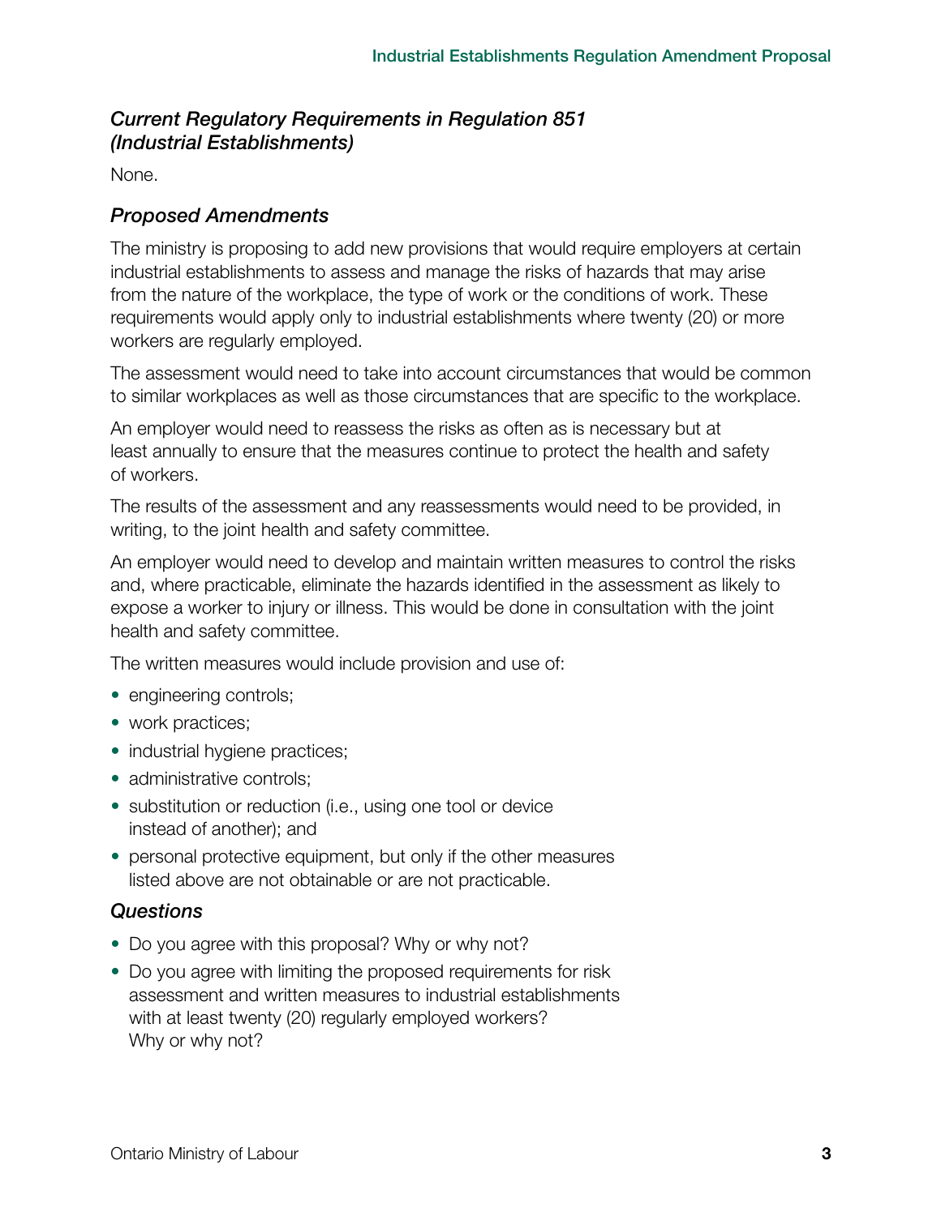### *Current Regulatory Requirements in Regulation 851 (Industrial Establishments)*

None.

### *Proposed Amendments*

The ministry is proposing to add new provisions that would require employers at certain industrial establishments to assess and manage the risks of hazards that may arise from the nature of the workplace, the type of work or the conditions of work. These requirements would apply only to industrial establishments where twenty (20) or more workers are regularly employed.

The assessment would need to take into account circumstances that would be common to similar workplaces as well as those circumstances that are specific to the workplace.

An employer would need to reassess the risks as often as is necessary but at least annually to ensure that the measures continue to protect the health and safety of workers.

The results of the assessment and any reassessments would need to be provided, in writing, to the joint health and safety committee.

An employer would need to develop and maintain written measures to control the risks and, where practicable, eliminate the hazards identified in the assessment as likely to expose a worker to injury or illness. This would be done in consultation with the joint health and safety committee.

The written measures would include provision and use of:

- engineering controls;
- work practices;
- industrial hygiene practices;
- administrative controls;
- substitution or reduction (i.e., using one tool or device instead of another); and
- personal protective equipment, but only if the other measures listed above are not obtainable or are not practicable.

### *Questions*

- Do you agree with this proposal? Why or why not?
- Do you agree with limiting the proposed requirements for risk assessment and written measures to industrial establishments with at least twenty (20) regularly employed workers? Why or why not?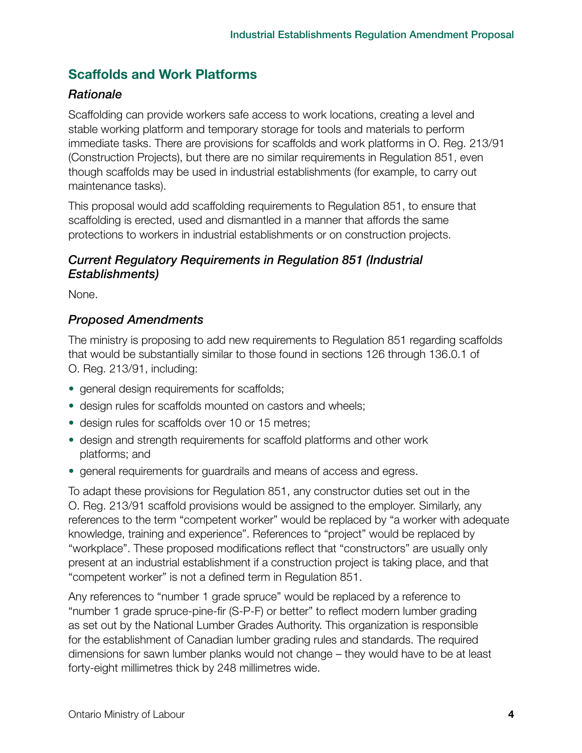## Scaffolds and Work Platforms

### *Rationale*

Scaffolding can provide workers safe access to work locations, creating a level and stable working platform and temporary storage for tools and materials to perform immediate tasks. There are provisions for scaffolds and work platforms in O. Reg. 213/91 (Construction Projects), but there are no similar requirements in Regulation 851, even though scaffolds may be used in industrial establishments (for example, to carry out maintenance tasks).

This proposal would add scaffolding requirements to Regulation 851, to ensure that scaffolding is erected, used and dismantled in a manner that affords the same protections to workers in industrial establishments or on construction projects.

### *Current Regulatory Requirements in Regulation 851 (Industrial Establishments)*

None.

### *Proposed Amendments*

The ministry is proposing to add new requirements to Regulation 851 regarding scaffolds that would be substantially similar to those found in sections 126 through 136.0.1 of O. Reg. 213/91, including:

- general design requirements for scaffolds;
- design rules for scaffolds mounted on castors and wheels;
- design rules for scaffolds over 10 or 15 metres;
- design and strength requirements for scaffold platforms and other work platforms; and
- general requirements for guardrails and means of access and egress.

To adapt these provisions for Regulation 851, any constructor duties set out in the O. Reg. 213/91 scaffold provisions would be assigned to the employer. Similarly, any references to the term "competent worker" would be replaced by "a worker with adequate knowledge, training and experience". References to "project" would be replaced by "workplace". These proposed modifications reflect that "constructors" are usually only present at an industrial establishment if a construction project is taking place, and that "competent worker" is not a defined term in Regulation 851.

Any references to "number 1 grade spruce" would be replaced by a reference to "number 1 grade spruce-pine-fir (S-P-F) or better" to reflect modern lumber grading as set out by the National Lumber Grades Authority. This organization is responsible for the establishment of Canadian lumber grading rules and standards. The required dimensions for sawn lumber planks would not change – they would have to be at least forty-eight millimetres thick by 248 millimetres wide.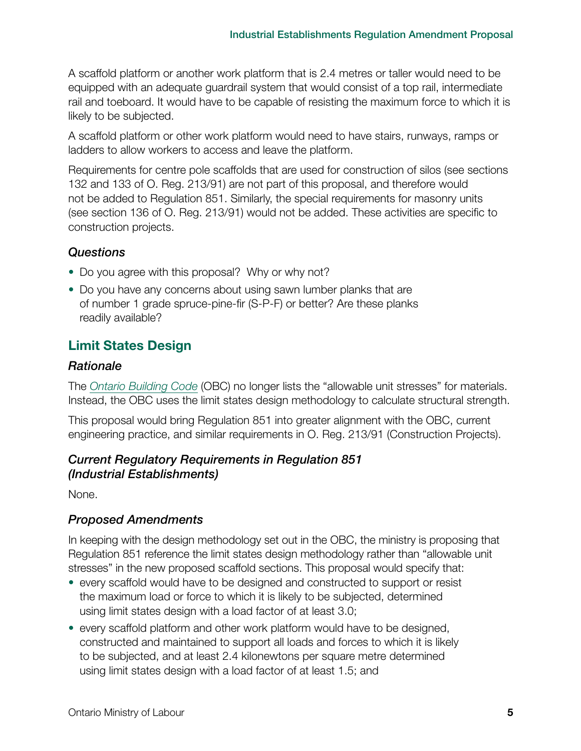A scaffold platform or another work platform that is 2.4 metres or taller would need to be equipped with an adequate guardrail system that would consist of a top rail, intermediate rail and toeboard. It would have to be capable of resisting the maximum force to which it is likely to be subjected.

A scaffold platform or other work platform would need to have stairs, runways, ramps or ladders to allow workers to access and leave the platform.

Requirements for centre pole scaffolds that are used for construction of silos (see sections 132 and 133 of O. Reg. 213/91) are not part of this proposal, and therefore would not be added to Regulation 851. Similarly, the special requirements for masonry units (see section 136 of O. Reg. 213/91) would not be added. These activities are specific to construction projects.

### *Questions*

- Do you agree with this proposal? Why or why not?
- Do you have any concerns about using sawn lumber planks that are of number 1 grade spruce-pine-fir (S-P-F) or better? Are these planks readily available?

## Limit States Design

### *Rationale*

The *Ontario Building Code* (OBC) no longer lists the "allowable unit stresses" for materials. Instead, the OBC uses the limit states design methodology to calculate structural strength.

This proposal would bring Regulation 851 into greater alignment with the OBC, current engineering practice, and similar requirements in O. Reg. 213/91 (Construction Projects).

### *Current Regulatory Requirements in Regulation 851 (Industrial Establishments)*

None.

### *Proposed Amendments*

In keeping with the design methodology set out in the OBC, the ministry is proposing that Regulation 851 reference the limit states design methodology rather than "allowable unit stresses" in the new proposed scaffold sections. This proposal would specify that:

- every scaffold would have to be designed and constructed to support or resist the maximum load or force to which it is likely to be subjected, determined using limit states design with a load factor of at least 3.0;
- every scaffold platform and other work platform would have to be designed, constructed and maintained to support all loads and forces to which it is likely to be subjected, and at least 2.4 kilonewtons per square metre determined using limit states design with a load factor of at least 1.5; and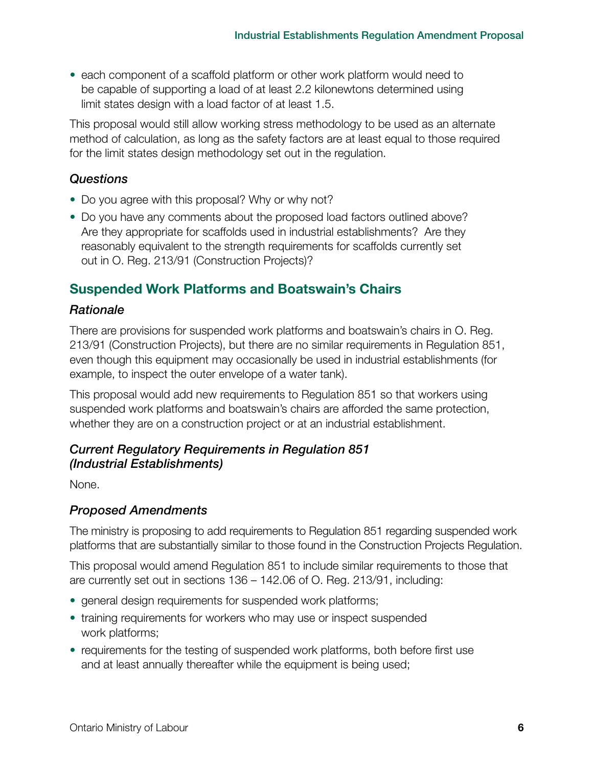- each component of a scaffold platform or other work platform would need to be capable of supporting a load of at least 2.2 kilonewtons determined using limit states design with a load factor of at least 1.5.

This proposal would still allow working stress methodology to be used as an alternate method of calculation, as long as the safety factors are at least equal to those required for the limit states design methodology set out in the regulation.

### *Questions*

- Do you agree with this proposal? Why or why not?
- Do you have any comments about the proposed load factors outlined above? Are they appropriate for scaffolds used in industrial establishments? Are they reasonably equivalent to the strength requirements for scaffolds currently set out in O. Reg. 213/91 (Construction Projects)?

## Suspended Work Platforms and Boatswain's Chairs

### *Rationale*

There are provisions for suspended work platforms and boatswain's chairs in O. Reg. 213/91 (Construction Projects), but there are no similar requirements in Regulation 851, even though this equipment may occasionally be used in industrial establishments (for example, to inspect the outer envelope of a water tank).

This proposal would add new requirements to Regulation 851 so that workers using suspended work platforms and boatswain's chairs are afforded the same protection, whether they are on a construction project or at an industrial establishment.

### *Current Regulatory Requirements in Regulation 851 (Industrial Establishments)*

None.

### *Proposed Amendments*

The ministry is proposing to add requirements to Regulation 851 regarding suspended work platforms that are substantially similar to those found in the Construction Projects Regulation.

This proposal would amend Regulation 851 to include similar requirements to those that are currently set out in sections 136 – 142.06 of O. Reg. 213/91, including:

- general design requirements for suspended work platforms;
- training requirements for workers who may use or inspect suspended work platforms;
- requirements for the testing of suspended work platforms, both before first use and at least annually thereafter while the equipment is being used;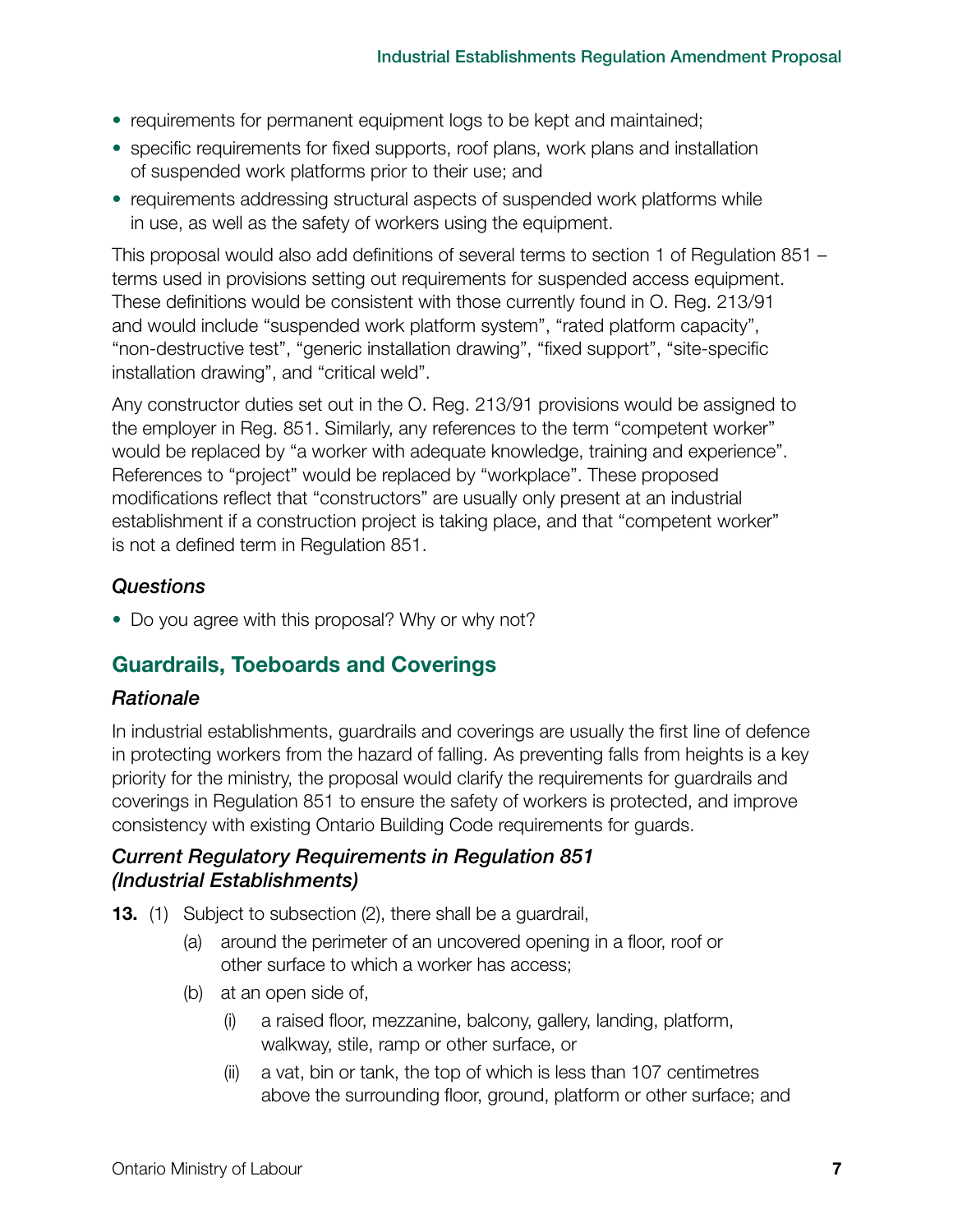- requirements for permanent equipment logs to be kept and maintained;
- specific requirements for fixed supports, roof plans, work plans and installation of suspended work platforms prior to their use; and
- requirements addressing structural aspects of suspended work platforms while in use, as well as the safety of workers using the equipment.

This proposal would also add definitions of several terms to section 1 of Regulation 851 – terms used in provisions setting out requirements for suspended access equipment. These definitions would be consistent with those currently found in O. Reg. 213/91 and would include "suspended work platform system", "rated platform capacity", "non-destructive test", "generic installation drawing", "fixed support", "site-specific installation drawing", and "critical weld".

Any constructor duties set out in the O. Reg. 213/91 provisions would be assigned to the employer in Reg. 851. Similarly, any references to the term "competent worker" would be replaced by "a worker with adequate knowledge, training and experience". References to "project" would be replaced by "workplace". These proposed modifications reflect that "constructors" are usually only present at an industrial establishment if a construction project is taking place, and that "competent worker" is not a defined term in Regulation 851.

### *Questions*

- Do you agree with this proposal? Why or why not?

## Guardrails, Toeboards and Coverings

### *Rationale*

In industrial establishments, guardrails and coverings are usually the first line of defence in protecting workers from the hazard of falling. As preventing falls from heights is a key priority for the ministry, the proposal would clarify the requirements for guardrails and coverings in Regulation 851 to ensure the safety of workers is protected, and improve consistency with existing Ontario Building Code requirements for guards.

### *Current Regulatory Requirements in Regulation 851 (Industrial Establishments)*

**13.** (1) Subject to subsection (2), there shall be a guardrail,

(a) around the perimeter of an uncovered opening in a floor, roof or other surface to which a worker has access;

(b) at an open side of,

(i) a raised floor, mezzanine, balcony, gallery, landing, platform, walkway, stile, ramp or other surface, or

(ii) a vat, bin or tank, the top of which is less than 107 centimetres above the surrounding floor, ground, platform or other surface; and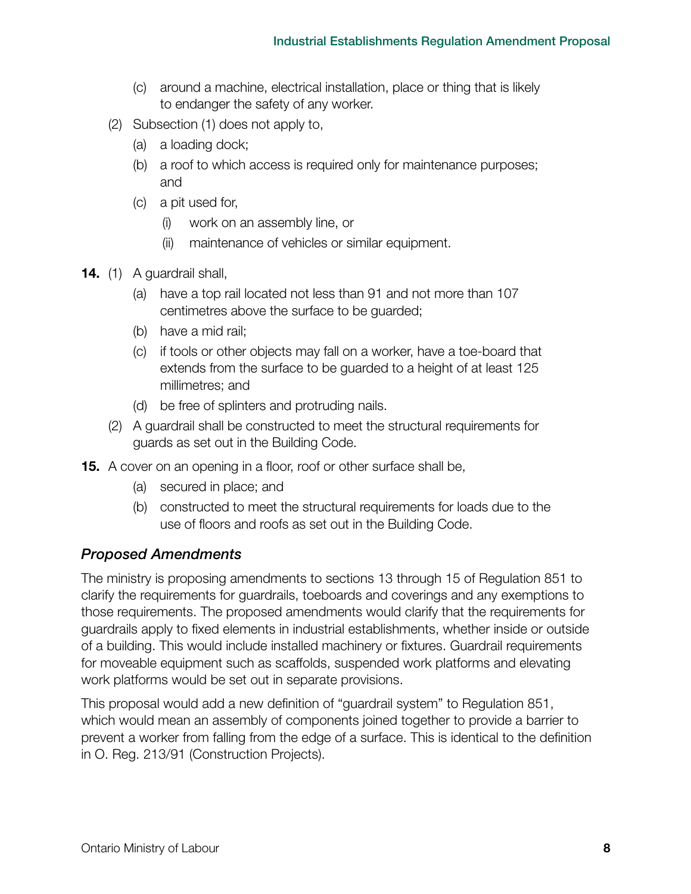(c) around a machine, electrical installation, place or thing that is likely to endanger the safety of any worker.

(2) Subsection (1) does not apply to,

(a) a loading dock;

(b) a roof to which access is required only for maintenance purposes; and

(c) a pit used for,

(i) work on an assembly line, or

(ii) maintenance of vehicles or similar equipment.

**14.** (1) A guardrail shall,

(a) have a top rail located not less than 91 and not more than 107 centimetres above the surface to be guarded;

(b) have a mid rail;

(c) if tools or other objects may fall on a worker, have a toe-board that extends from the surface to be guarded to a height of at least 125 millimetres; and

(d) be free of splinters and protruding nails.

(2) A guardrail shall be constructed to meet the structural requirements for guards as set out in the Building Code.

**15.** A cover on an opening in a floor, roof or other surface shall be,

(a) secured in place; and

(b) constructed to meet the structural requirements for loads due to the use of floors and roofs as set out in the Building Code.

### *Proposed Amendments*

The ministry is proposing amendments to sections 13 through 15 of Regulation 851 to clarify the requirements for guardrails, toeboards and coverings and any exemptions to those requirements. The proposed amendments would clarify that the requirements for guardrails apply to fixed elements in industrial establishments, whether inside or outside of a building. This would include installed machinery or fixtures. Guardrail requirements for moveable equipment such as scaffolds, suspended work platforms and elevating work platforms would be set out in separate provisions.

This proposal would add a new definition of "guardrail system" to Regulation 851, which would mean an assembly of components joined together to provide a barrier to prevent a worker from falling from the edge of a surface. This is identical to the definition in O. Reg. 213/91 (Construction Projects).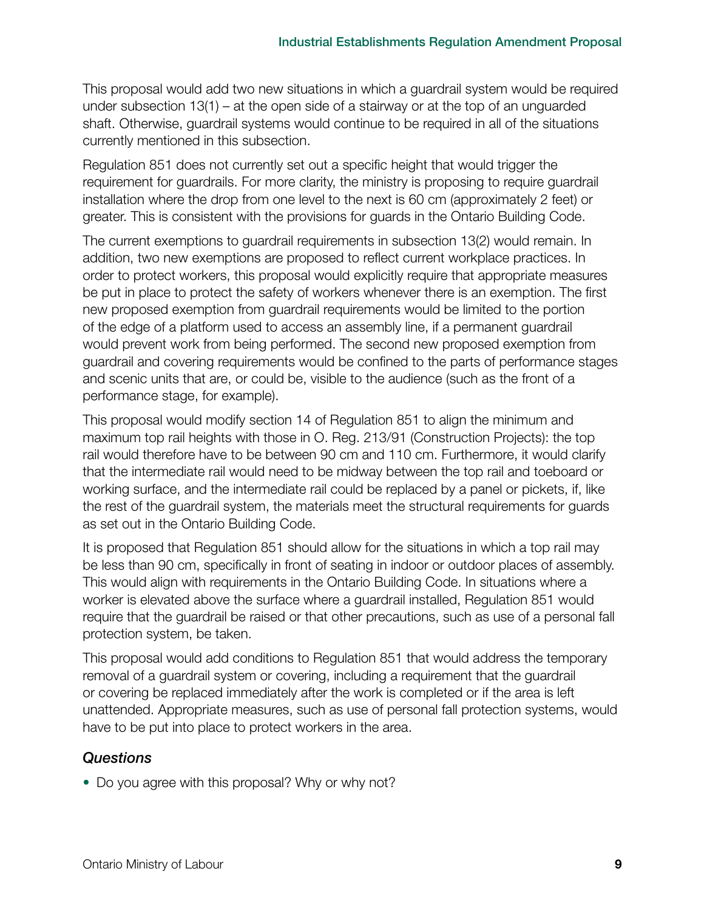This proposal would add two new situations in which a guardrail system would be required under subsection 13(1) – at the open side of a stairway or at the top of an unguarded shaft. Otherwise, guardrail systems would continue to be required in all of the situations currently mentioned in this subsection.

Regulation 851 does not currently set out a specific height that would trigger the requirement for guardrails. For more clarity, the ministry is proposing to require guardrail installation where the drop from one level to the next is 60 cm (approximately 2 feet) or greater. This is consistent with the provisions for guards in the Ontario Building Code.

The current exemptions to guardrail requirements in subsection 13(2) would remain. In addition, two new exemptions are proposed to reflect current workplace practices. In order to protect workers, this proposal would explicitly require that appropriate measures be put in place to protect the safety of workers whenever there is an exemption. The first new proposed exemption from guardrail requirements would be limited to the portion of the edge of a platform used to access an assembly line, if a permanent guardrail would prevent work from being performed. The second new proposed exemption from guardrail and covering requirements would be confined to the parts of performance stages and scenic units that are, or could be, visible to the audience (such as the front of a performance stage, for example).

This proposal would modify section 14 of Regulation 851 to align the minimum and maximum top rail heights with those in O. Reg. 213/91 (Construction Projects): the top rail would therefore have to be between 90 cm and 110 cm. Furthermore, it would clarify that the intermediate rail would need to be midway between the top rail and toeboard or working surface, and the intermediate rail could be replaced by a panel or pickets, if, like the rest of the guardrail system, the materials meet the structural requirements for guards as set out in the Ontario Building Code.

It is proposed that Regulation 851 should allow for the situations in which a top rail may be less than 90 cm, specifically in front of seating in indoor or outdoor places of assembly. This would align with requirements in the Ontario Building Code. In situations where a worker is elevated above the surface where a guardrail installed, Regulation 851 would require that the guardrail be raised or that other precautions, such as use of a personal fall protection system, be taken.

This proposal would add conditions to Regulation 851 that would address the temporary removal of a guardrail system or covering, including a requirement that the guardrail or covering be replaced immediately after the work is completed or if the area is left unattended. Appropriate measures, such as use of personal fall protection systems, would have to be put into place to protect workers in the area.

### *Questions*

- Do you agree with this proposal? Why or why not?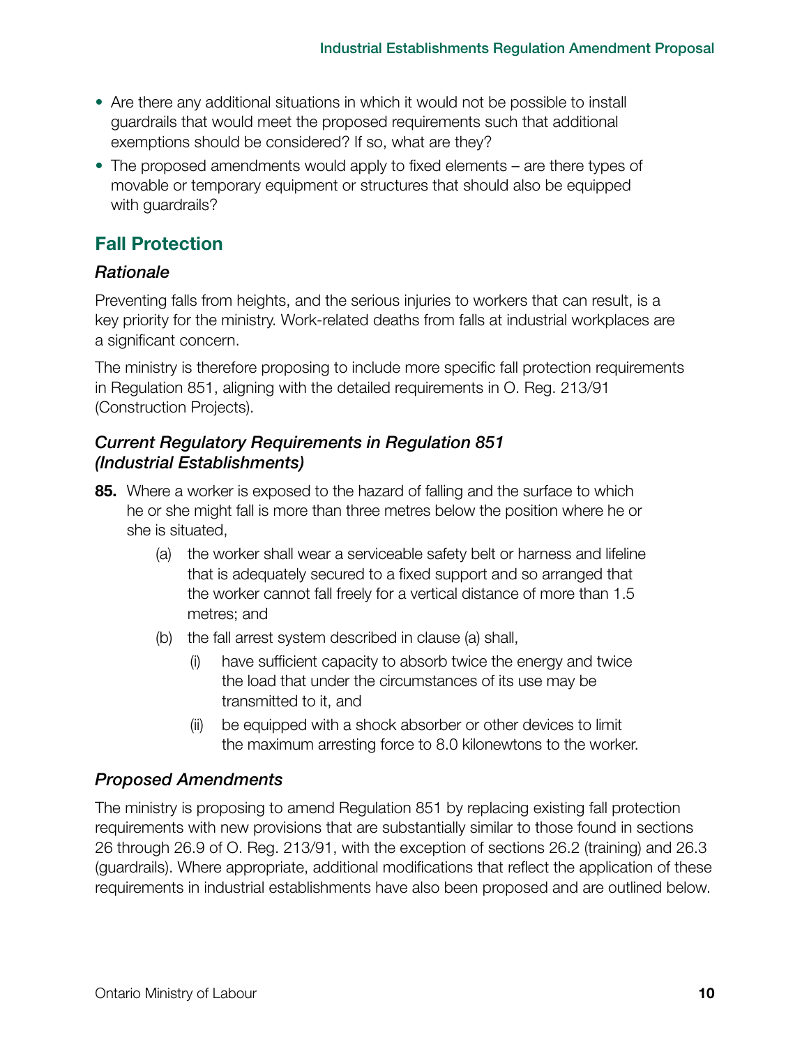- Are there any additional situations in which it would not be possible to install guardrails that would meet the proposed requirements such that additional exemptions should be considered? If so, what are they?
- The proposed amendments would apply to fixed elements – are there types of movable or temporary equipment or structures that should also be equipped with guardrails?

## Fall Protection

### *Rationale*

Preventing falls from heights, and the serious injuries to workers that can result, is a key priority for the ministry. Work-related deaths from falls at industrial workplaces are a significant concern.

The ministry is therefore proposing to include more specific fall protection requirements in Regulation 851, aligning with the detailed requirements in O. Reg. 213/91 (Construction Projects).

### *Current Regulatory Requirements in Regulation 851 (Industrial Establishments)*

**85.** Where a worker is exposed to the hazard of falling and the surface to which he or she might fall is more than three metres below the position where he or she is situated,

(a) the worker shall wear a serviceable safety belt or harness and lifeline that is adequately secured to a fixed support and so arranged that the worker cannot fall freely for a vertical distance of more than 1.5 metres; and

(b) the fall arrest system described in clause (a) shall,

(i) have sufficient capacity to absorb twice the energy and twice the load that under the circumstances of its use may be transmitted to it, and

(ii) be equipped with a shock absorber or other devices to limit the maximum arresting force to 8.0 kilonewtons to the worker.

### *Proposed Amendments*

The ministry is proposing to amend Regulation 851 by replacing existing fall protection requirements with new provisions that are substantially similar to those found in sections 26 through 26.9 of O. Reg. 213/91, with the exception of sections 26.2 (training) and 26.3 (guardrails). Where appropriate, additional modifications that reflect the application of these requirements in industrial establishments have also been proposed and are outlined below.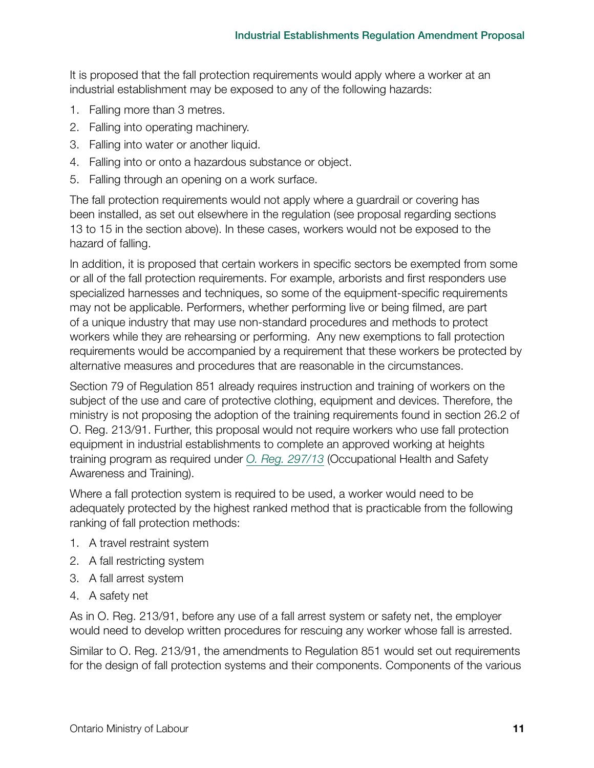It is proposed that the fall protection requirements would apply where a worker at an industrial establishment may be exposed to any of the following hazards:

1. Falling more than 3 metres.
2. Falling into operating machinery.
3. Falling into water or another liquid.
4. Falling into or onto a hazardous substance or object.
5. Falling through an opening on a work surface.

The fall protection requirements would not apply where a guardrail or covering has been installed, as set out elsewhere in the regulation (see proposal regarding sections 13 to 15 in the section above). In these cases, workers would not be exposed to the hazard of falling.

In addition, it is proposed that certain workers in specific sectors be exempted from some or all of the fall protection requirements. For example, arborists and first responders use specialized harnesses and techniques, so some of the equipment-specific requirements may not be applicable. Performers, whether performing live or being filmed, are part of a unique industry that may use non-standard procedures and methods to protect workers while they are rehearsing or performing. Any new exemptions to fall protection requirements would be accompanied by a requirement that these workers be protected by alternative measures and procedures that are reasonable in the circumstances.

Section 79 of Regulation 851 already requires instruction and training of workers on the subject of the use and care of protective clothing, equipment and devices. Therefore, the ministry is not proposing the adoption of the training requirements found in section 26.2 of O. Reg. 213/91. Further, this proposal would not require workers who use fall protection equipment in industrial establishments to complete an approved working at heights training program as required under *O. Reg. 297/13* (Occupational Health and Safety Awareness and Training).

Where a fall protection system is required to be used, a worker would need to be adequately protected by the highest ranked method that is practicable from the following ranking of fall protection methods:

1. A travel restraint system
2. A fall restricting system
3. A fall arrest system
4. A safety net

As in O. Reg. 213/91, before any use of a fall arrest system or safety net, the employer would need to develop written procedures for rescuing any worker whose fall is arrested.

Similar to O. Reg. 213/91, the amendments to Regulation 851 would set out requirements for the design of fall protection systems and their components. Components of the various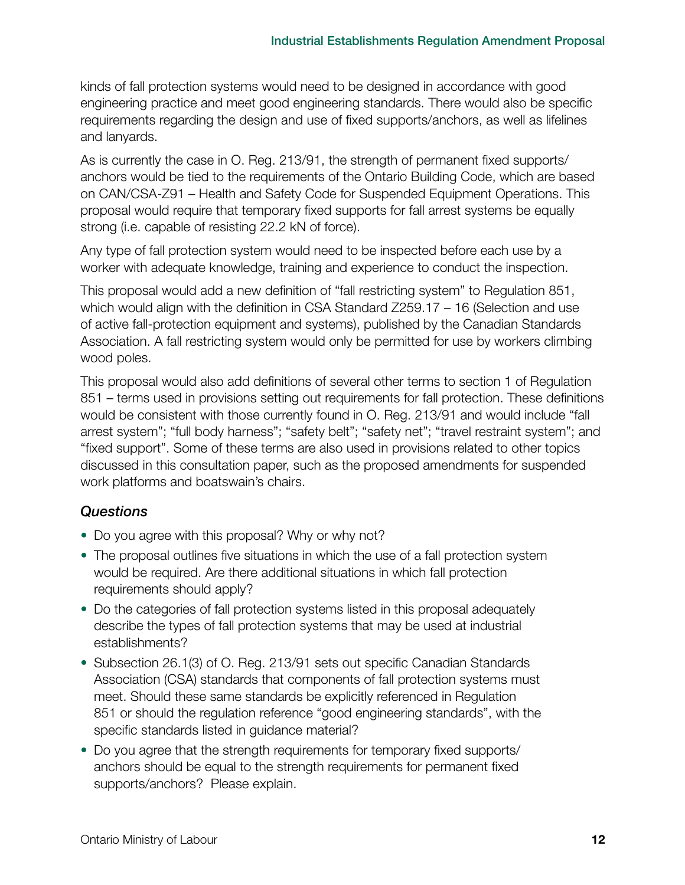kinds of fall protection systems would need to be designed in accordance with good engineering practice and meet good engineering standards. There would also be specific requirements regarding the design and use of fixed supports/anchors, as well as lifelines and lanyards.

As is currently the case in O. Reg. 213/91, the strength of permanent fixed supports/anchors would be tied to the requirements of the Ontario Building Code, which are based on CAN/CSA-Z91 – Health and Safety Code for Suspended Equipment Operations. This proposal would require that temporary fixed supports for fall arrest systems be equally strong (i.e. capable of resisting 22.2 kN of force).

Any type of fall protection system would need to be inspected before each use by a worker with adequate knowledge, training and experience to conduct the inspection.

This proposal would add a new definition of "fall restricting system" to Regulation 851, which would align with the definition in CSA Standard Z259.17 – 16 (Selection and use of active fall-protection equipment and systems), published by the Canadian Standards Association. A fall restricting system would only be permitted for use by workers climbing wood poles.

This proposal would also add definitions of several other terms to section 1 of Regulation 851 – terms used in provisions setting out requirements for fall protection. These definitions would be consistent with those currently found in O. Reg. 213/91 and would include "fall arrest system"; "full body harness"; "safety belt"; "safety net"; "travel restraint system"; and "fixed support". Some of these terms are also used in provisions related to other topics discussed in this consultation paper, such as the proposed amendments for suspended work platforms and boatswain's chairs.

### *Questions*

- Do you agree with this proposal? Why or why not?
- The proposal outlines five situations in which the use of a fall protection system would be required. Are there additional situations in which fall protection requirements should apply?
- Do the categories of fall protection systems listed in this proposal adequately describe the types of fall protection systems that may be used at industrial establishments?
- Subsection 26.1(3) of O. Reg. 213/91 sets out specific Canadian Standards Association (CSA) standards that components of fall protection systems must meet. Should these same standards be explicitly referenced in Regulation 851 or should the regulation reference "good engineering standards", with the specific standards listed in guidance material?
- Do you agree that the strength requirements for temporary fixed supports/anchors should be equal to the strength requirements for permanent fixed supports/anchors? Please explain.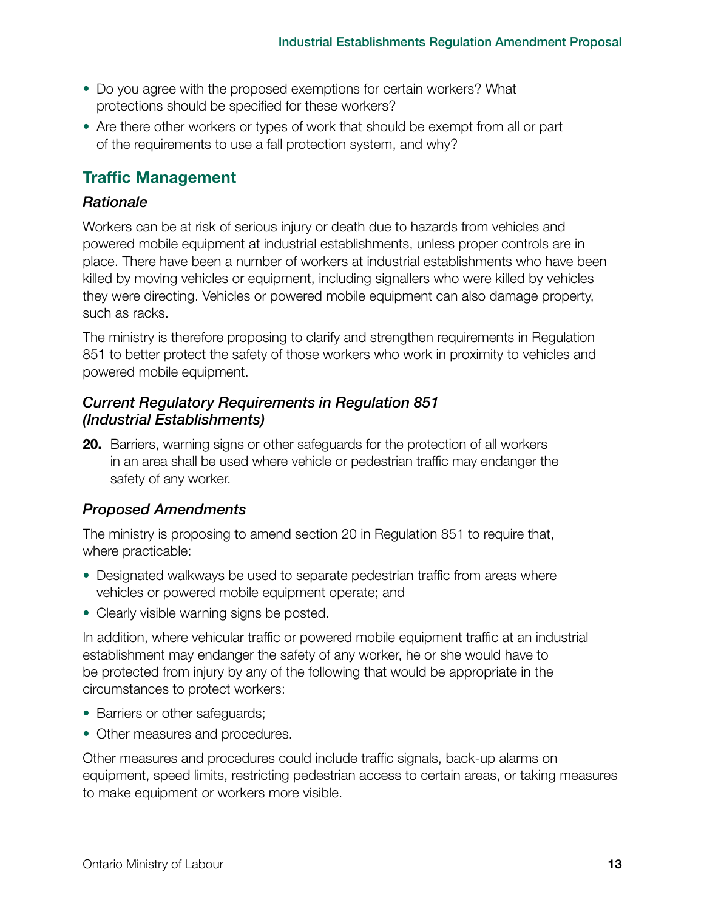- Do you agree with the proposed exemptions for certain workers? What protections should be specified for these workers?
- Are there other workers or types of work that should be exempt from all or part of the requirements to use a fall protection system, and why?

## Traffic Management

### *Rationale*

Workers can be at risk of serious injury or death due to hazards from vehicles and powered mobile equipment at industrial establishments, unless proper controls are in place. There have been a number of workers at industrial establishments who have been killed by moving vehicles or equipment, including signallers who were killed by vehicles they were directing. Vehicles or powered mobile equipment can also damage property, such as racks.

The ministry is therefore proposing to clarify and strengthen requirements in Regulation 851 to better protect the safety of those workers who work in proximity to vehicles and powered mobile equipment.

### *Current Regulatory Requirements in Regulation 851 (Industrial Establishments)*

**20.** Barriers, warning signs or other safeguards for the protection of all workers in an area shall be used where vehicle or pedestrian traffic may endanger the safety of any worker.

### *Proposed Amendments*

The ministry is proposing to amend section 20 in Regulation 851 to require that, where practicable:

- Designated walkways be used to separate pedestrian traffic from areas where vehicles or powered mobile equipment operate; and
- Clearly visible warning signs be posted.

In addition, where vehicular traffic or powered mobile equipment traffic at an industrial establishment may endanger the safety of any worker, he or she would have to be protected from injury by any of the following that would be appropriate in the circumstances to protect workers:

- Barriers or other safeguards;
- Other measures and procedures.

Other measures and procedures could include traffic signals, back-up alarms on equipment, speed limits, restricting pedestrian access to certain areas, or taking measures to make equipment or workers more visible.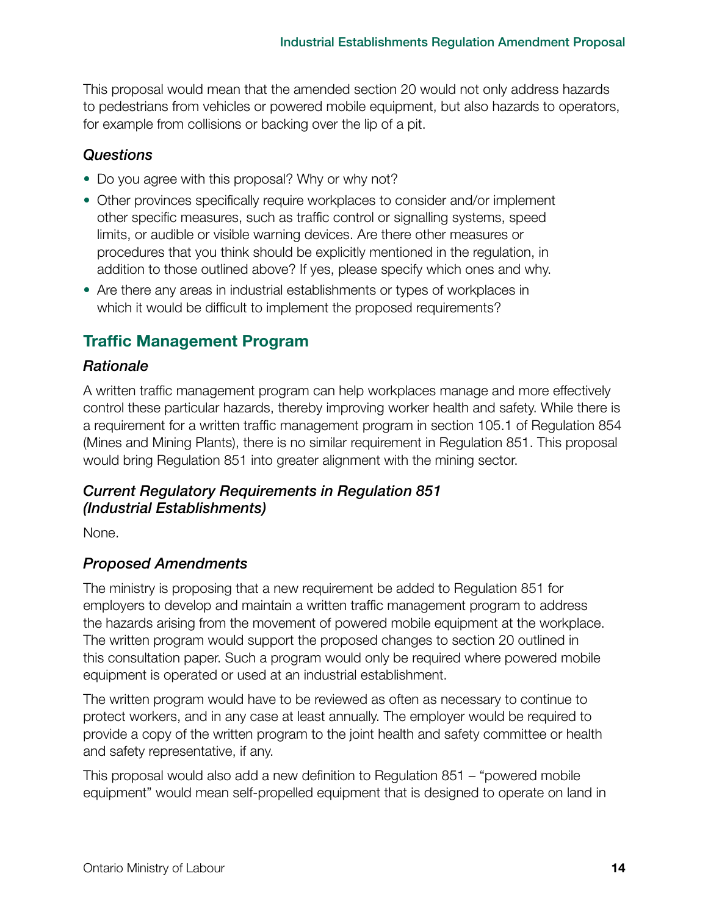This proposal would mean that the amended section 20 would not only address hazards to pedestrians from vehicles or powered mobile equipment, but also hazards to operators, for example from collisions or backing over the lip of a pit.

### *Questions*

- Do you agree with this proposal? Why or why not?
- Other provinces specifically require workplaces to consider and/or implement other specific measures, such as traffic control or signalling systems, speed limits, or audible or visible warning devices. Are there other measures or procedures that you think should be explicitly mentioned in the regulation, in addition to those outlined above? If yes, please specify which ones and why.
- Are there any areas in industrial establishments or types of workplaces in which it would be difficult to implement the proposed requirements?

## Traffic Management Program

### *Rationale*

A written traffic management program can help workplaces manage and more effectively control these particular hazards, thereby improving worker health and safety. While there is a requirement for a written traffic management program in section 105.1 of Regulation 854 (Mines and Mining Plants), there is no similar requirement in Regulation 851. This proposal would bring Regulation 851 into greater alignment with the mining sector.

### *Current Regulatory Requirements in Regulation 851 (Industrial Establishments)*

None.

### *Proposed Amendments*

The ministry is proposing that a new requirement be added to Regulation 851 for employers to develop and maintain a written traffic management program to address the hazards arising from the movement of powered mobile equipment at the workplace. The written program would support the proposed changes to section 20 outlined in this consultation paper. Such a program would only be required where powered mobile equipment is operated or used at an industrial establishment.

The written program would have to be reviewed as often as necessary to continue to protect workers, and in any case at least annually. The employer would be required to provide a copy of the written program to the joint health and safety committee or health and safety representative, if any.

This proposal would also add a new definition to Regulation 851 – "powered mobile equipment" would mean self-propelled equipment that is designed to operate on land in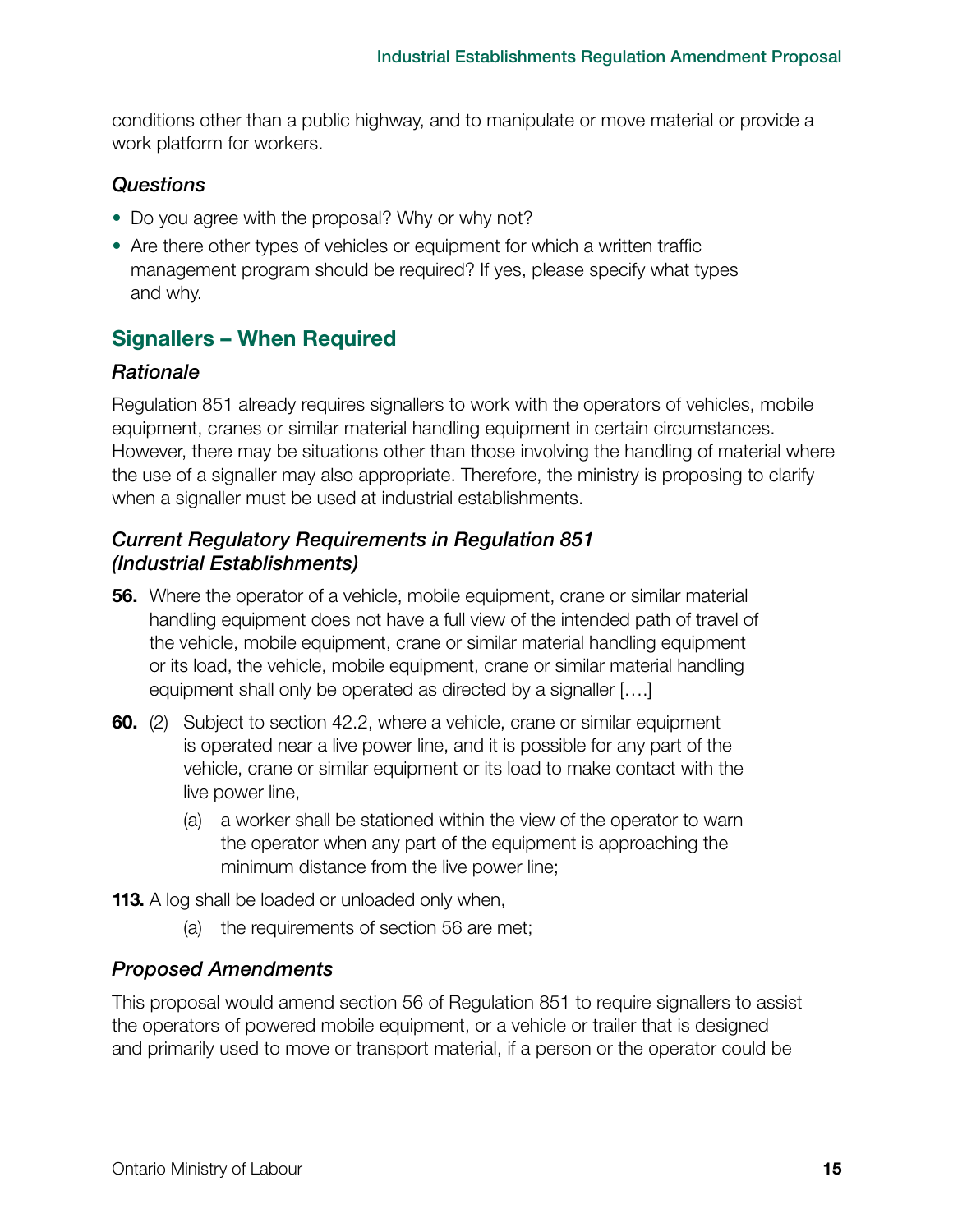conditions other than a public highway, and to manipulate or move material or provide a work platform for workers.

### *Questions*

- Do you agree with the proposal? Why or why not?
- Are there other types of vehicles or equipment for which a written traffic management program should be required? If yes, please specify what types and why.

## Signallers – When Required

### *Rationale*

Regulation 851 already requires signallers to work with the operators of vehicles, mobile equipment, cranes or similar material handling equipment in certain circumstances. However, there may be situations other than those involving the handling of material where the use of a signaller may also appropriate. Therefore, the ministry is proposing to clarify when a signaller must be used at industrial establishments.

### *Current Regulatory Requirements in Regulation 851 (Industrial Establishments)*

**56.** Where the operator of a vehicle, mobile equipment, crane or similar material handling equipment does not have a full view of the intended path of travel of the vehicle, mobile equipment, crane or similar material handling equipment or its load, the vehicle, mobile equipment, crane or similar material handling equipment shall only be operated as directed by a signaller [….]

**60.** (2) Subject to section 42.2, where a vehicle, crane or similar equipment is operated near a live power line, and it is possible for any part of the vehicle, crane or similar equipment or its load to make contact with the live power line,

(a) a worker shall be stationed within the view of the operator to warn the operator when any part of the equipment is approaching the minimum distance from the live power line;

**113.** A log shall be loaded or unloaded only when,

(a) the requirements of section 56 are met;

### *Proposed Amendments*

This proposal would amend section 56 of Regulation 851 to require signallers to assist the operators of powered mobile equipment, or a vehicle or trailer that is designed and primarily used to move or transport material, if a person or the operator could be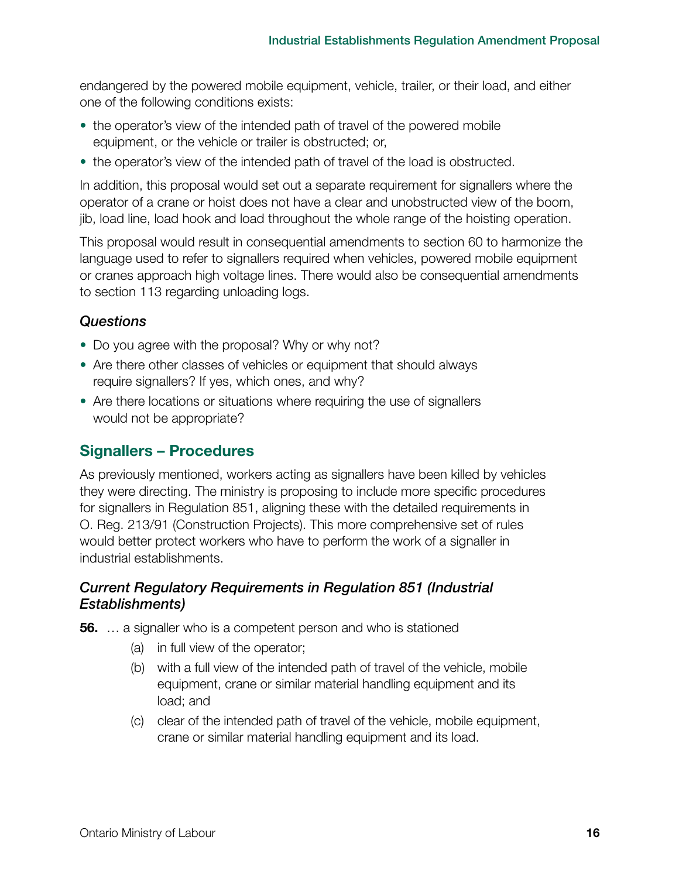endangered by the powered mobile equipment, vehicle, trailer, or their load, and either one of the following conditions exists:

- the operator's view of the intended path of travel of the powered mobile equipment, or the vehicle or trailer is obstructed; or,
- the operator's view of the intended path of travel of the load is obstructed.

In addition, this proposal would set out a separate requirement for signallers where the operator of a crane or hoist does not have a clear and unobstructed view of the boom, jib, load line, load hook and load throughout the whole range of the hoisting operation.

This proposal would result in consequential amendments to section 60 to harmonize the language used to refer to signallers required when vehicles, powered mobile equipment or cranes approach high voltage lines. There would also be consequential amendments to section 113 regarding unloading logs.

### *Questions*

- Do you agree with the proposal? Why or why not?
- Are there other classes of vehicles or equipment that should always require signallers? If yes, which ones, and why?
- Are there locations or situations where requiring the use of signallers would not be appropriate?

## Signallers – Procedures

As previously mentioned, workers acting as signallers have been killed by vehicles they were directing. The ministry is proposing to include more specific procedures for signallers in Regulation 851, aligning these with the detailed requirements in O. Reg. 213/91 (Construction Projects). This more comprehensive set of rules would better protect workers who have to perform the work of a signaller in industrial establishments.

### *Current Regulatory Requirements in Regulation 851 (Industrial Establishments)*

**56.** … a signaller who is a competent person and who is stationed

(a) in full view of the operator;

(b) with a full view of the intended path of travel of the vehicle, mobile equipment, crane or similar material handling equipment and its load; and

(c) clear of the intended path of travel of the vehicle, mobile equipment, crane or similar material handling equipment and its load.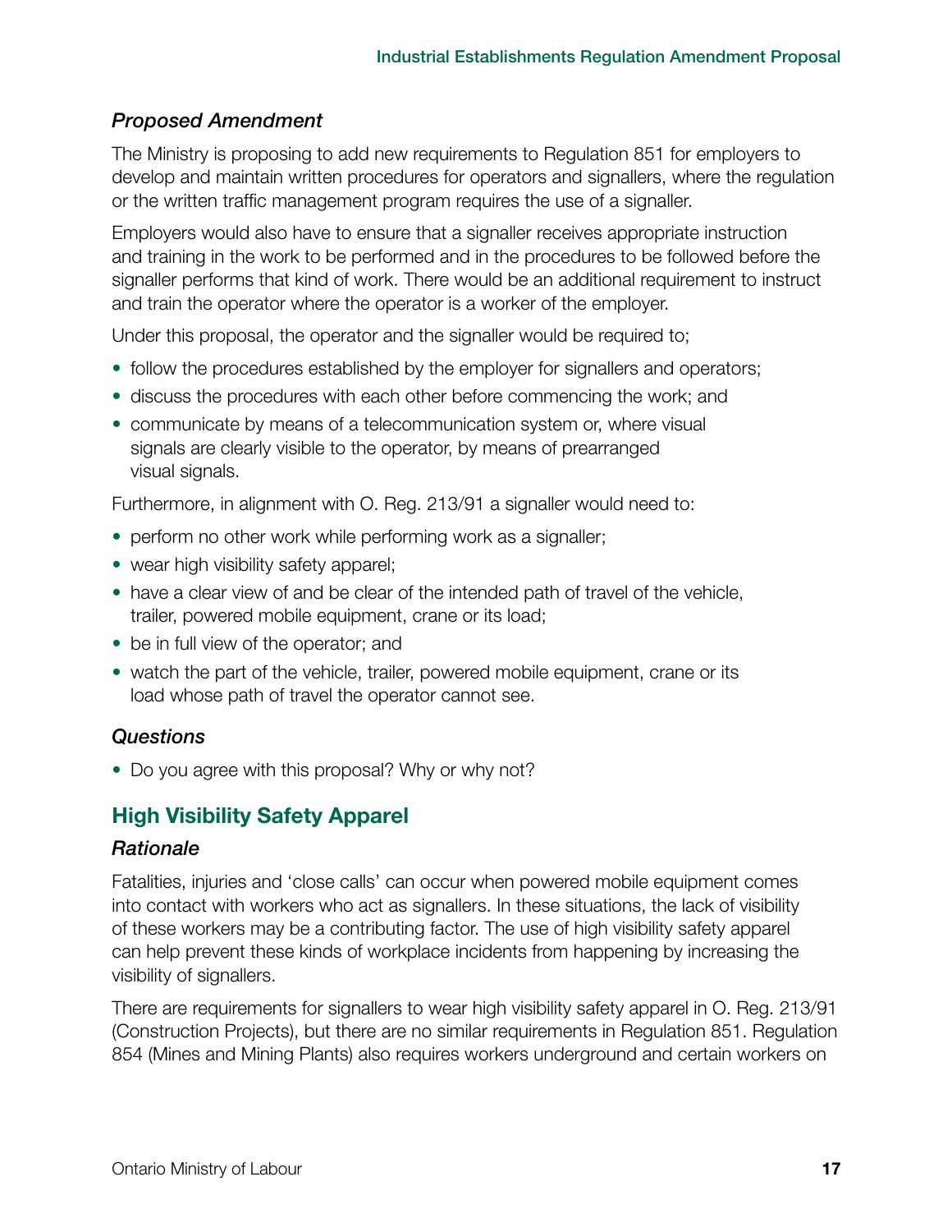### *Proposed Amendment*

The Ministry is proposing to add new requirements to Regulation 851 for employers to develop and maintain written procedures for operators and signallers, where the regulation or the written traffic management program requires the use of a signaller.

Employers would also have to ensure that a signaller receives appropriate instruction and training in the work to be performed and in the procedures to be followed before the signaller performs that kind of work. There would be an additional requirement to instruct and train the operator where the operator is a worker of the employer.

Under this proposal, the operator and the signaller would be required to;

- follow the procedures established by the employer for signallers and operators;
- discuss the procedures with each other before commencing the work; and
- communicate by means of a telecommunication system or, where visual signals are clearly visible to the operator, by means of prearranged visual signals.

Furthermore, in alignment with O. Reg. 213/91 a signaller would need to:

- perform no other work while performing work as a signaller;
- wear high visibility safety apparel;
- have a clear view of and be clear of the intended path of travel of the vehicle, trailer, powered mobile equipment, crane or its load;
- be in full view of the operator; and
- watch the part of the vehicle, trailer, powered mobile equipment, crane or its load whose path of travel the operator cannot see.

### *Questions*

- Do you agree with this proposal? Why or why not?

## High Visibility Safety Apparel

### *Rationale*

Fatalities, injuries and 'close calls' can occur when powered mobile equipment comes into contact with workers who act as signallers. In these situations, the lack of visibility of these workers may be a contributing factor. The use of high visibility safety apparel can help prevent these kinds of workplace incidents from happening by increasing the visibility of signallers.

There are requirements for signallers to wear high visibility safety apparel in O. Reg. 213/91 (Construction Projects), but there are no similar requirements in Regulation 851. Regulation 854 (Mines and Mining Plants) also requires workers underground and certain workers on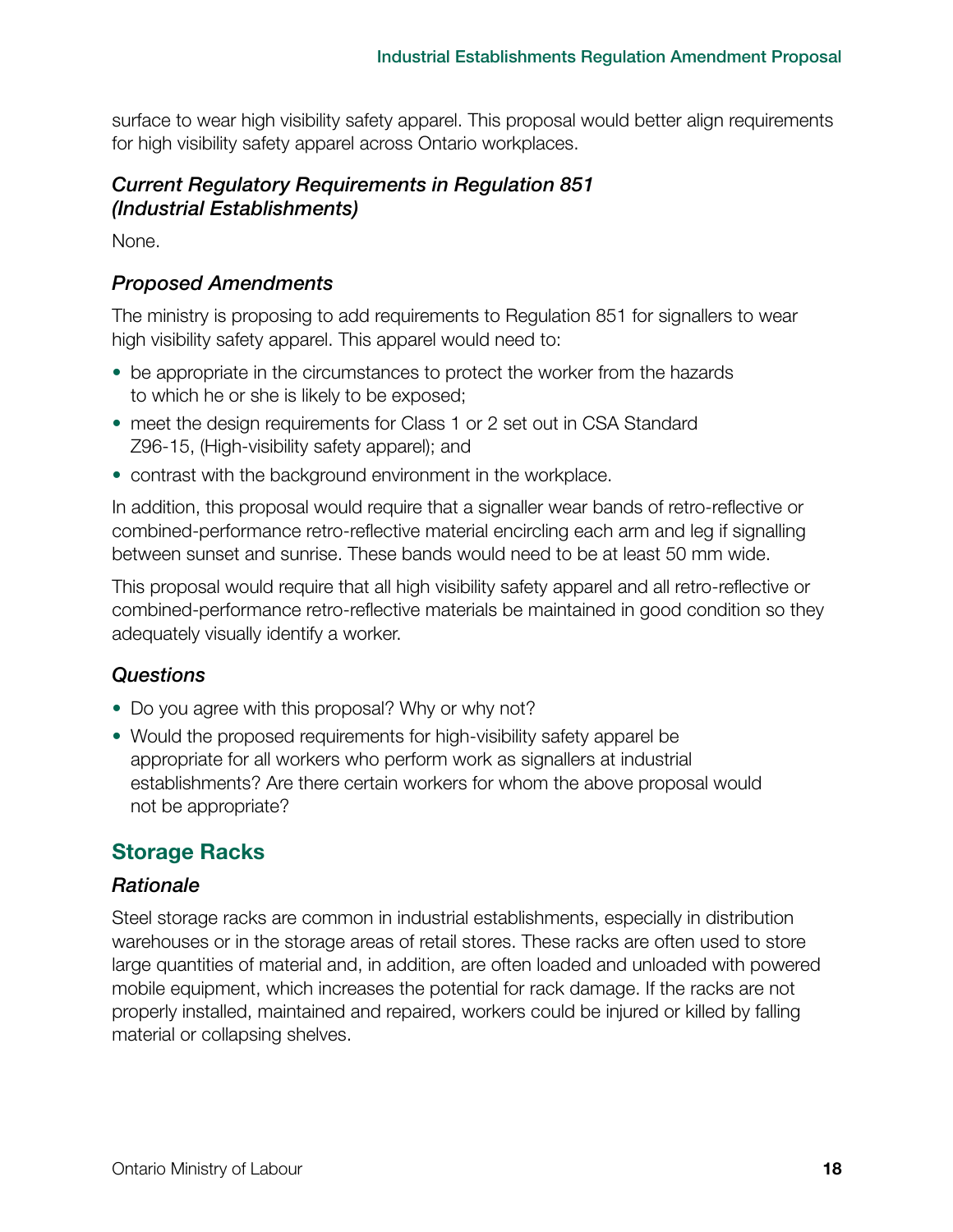surface to wear high visibility safety apparel. This proposal would better align requirements for high visibility safety apparel across Ontario workplaces.

### *Current Regulatory Requirements in Regulation 851 (Industrial Establishments)*

None.

### *Proposed Amendments*

The ministry is proposing to add requirements to Regulation 851 for signallers to wear high visibility safety apparel. This apparel would need to:

- be appropriate in the circumstances to protect the worker from the hazards to which he or she is likely to be exposed;
- meet the design requirements for Class 1 or 2 set out in CSA Standard Z96-15, (High-visibility safety apparel); and
- contrast with the background environment in the workplace.

In addition, this proposal would require that a signaller wear bands of retro-reflective or combined-performance retro-reflective material encircling each arm and leg if signalling between sunset and sunrise. These bands would need to be at least 50 mm wide.

This proposal would require that all high visibility safety apparel and all retro-reflective or combined-performance retro-reflective materials be maintained in good condition so they adequately visually identify a worker.

### *Questions*

- Do you agree with this proposal? Why or why not?
- Would the proposed requirements for high-visibility safety apparel be appropriate for all workers who perform work as signallers at industrial establishments? Are there certain workers for whom the above proposal would not be appropriate?

## Storage Racks

### *Rationale*

Steel storage racks are common in industrial establishments, especially in distribution warehouses or in the storage areas of retail stores. These racks are often used to store large quantities of material and, in addition, are often loaded and unloaded with powered mobile equipment, which increases the potential for rack damage. If the racks are not properly installed, maintained and repaired, workers could be injured or killed by falling material or collapsing shelves.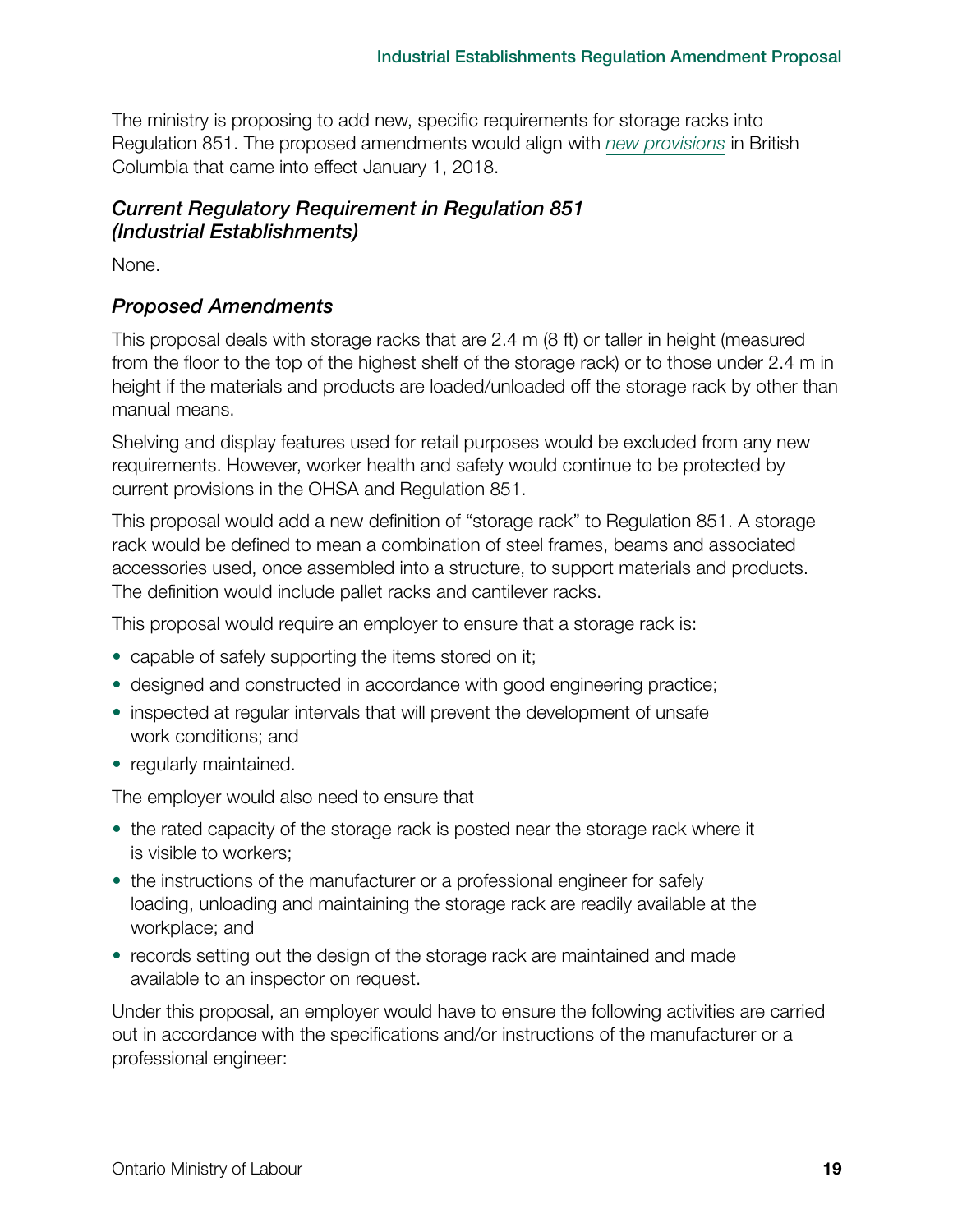The ministry is proposing to add new, specific requirements for storage racks into Regulation 851. The proposed amendments would align with *new provisions* in British Columbia that came into effect January 1, 2018.

### *Current Regulatory Requirement in Regulation 851 (Industrial Establishments)*

None.

### *Proposed Amendments*

This proposal deals with storage racks that are 2.4 m (8 ft) or taller in height (measured from the floor to the top of the highest shelf of the storage rack) or to those under 2.4 m in height if the materials and products are loaded/unloaded off the storage rack by other than manual means.

Shelving and display features used for retail purposes would be excluded from any new requirements. However, worker health and safety would continue to be protected by current provisions in the OHSA and Regulation 851.

This proposal would add a new definition of "storage rack" to Regulation 851. A storage rack would be defined to mean a combination of steel frames, beams and associated accessories used, once assembled into a structure, to support materials and products. The definition would include pallet racks and cantilever racks.

This proposal would require an employer to ensure that a storage rack is:

- capable of safely supporting the items stored on it;
- designed and constructed in accordance with good engineering practice;
- inspected at regular intervals that will prevent the development of unsafe work conditions; and
- regularly maintained.

The employer would also need to ensure that

- the rated capacity of the storage rack is posted near the storage rack where it is visible to workers;
- the instructions of the manufacturer or a professional engineer for safely loading, unloading and maintaining the storage rack are readily available at the workplace; and
- records setting out the design of the storage rack are maintained and made available to an inspector on request.

Under this proposal, an employer would have to ensure the following activities are carried out in accordance with the specifications and/or instructions of the manufacturer or a professional engineer: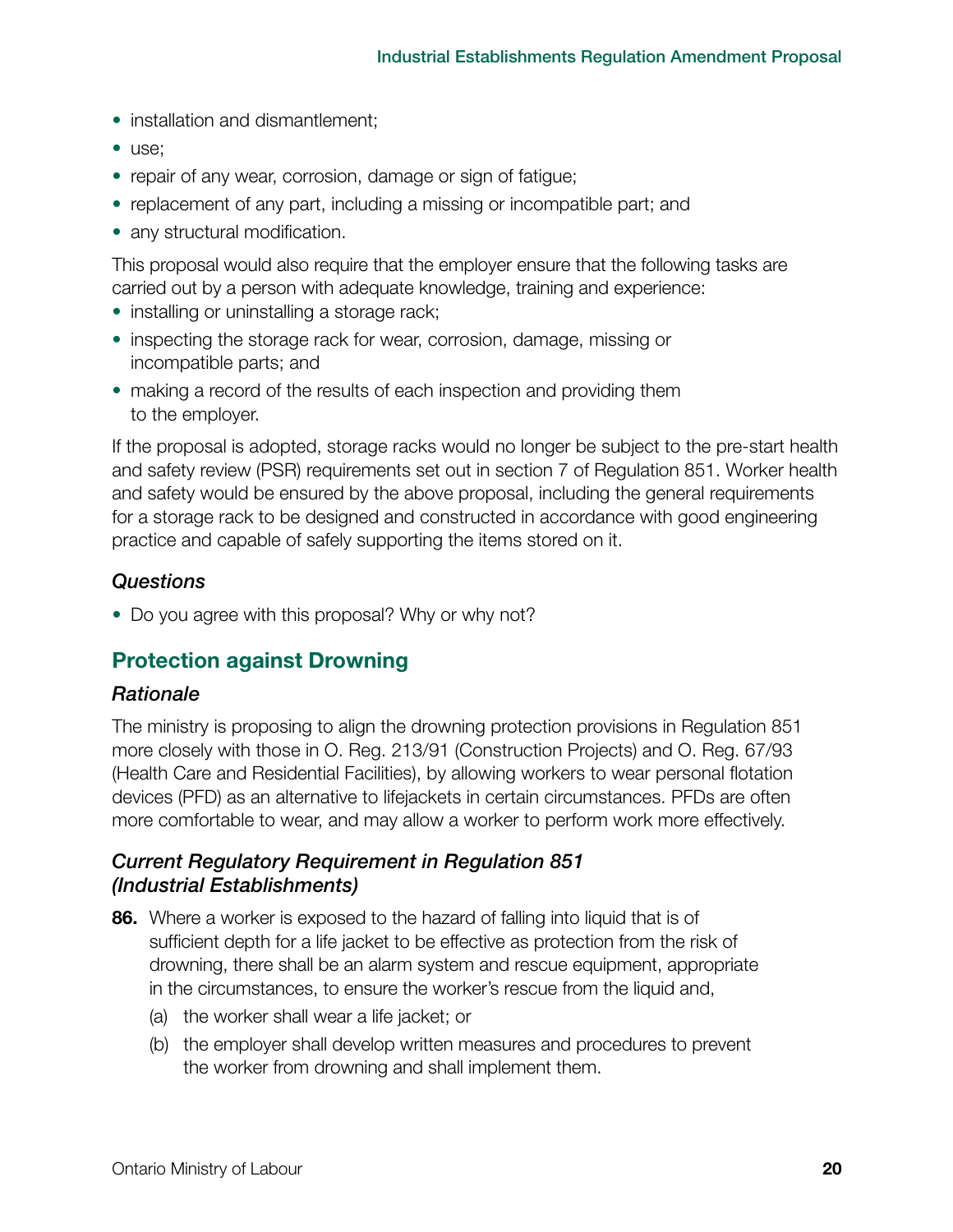- installation and dismantlement;
- use;
- repair of any wear, corrosion, damage or sign of fatigue;
- replacement of any part, including a missing or incompatible part; and
- any structural modification.

This proposal would also require that the employer ensure that the following tasks are carried out by a person with adequate knowledge, training and experience:

- installing or uninstalling a storage rack;
- inspecting the storage rack for wear, corrosion, damage, missing or incompatible parts; and
- making a record of the results of each inspection and providing them to the employer.

If the proposal is adopted, storage racks would no longer be subject to the pre-start health and safety review (PSR) requirements set out in section 7 of Regulation 851. Worker health and safety would be ensured by the above proposal, including the general requirements for a storage rack to be designed and constructed in accordance with good engineering practice and capable of safely supporting the items stored on it.

### *Questions*

- Do you agree with this proposal? Why or why not?

## Protection against Drowning

### *Rationale*

The ministry is proposing to align the drowning protection provisions in Regulation 851 more closely with those in O. Reg. 213/91 (Construction Projects) and O. Reg. 67/93 (Health Care and Residential Facilities), by allowing workers to wear personal flotation devices (PFD) as an alternative to lifejackets in certain circumstances. PFDs are often more comfortable to wear, and may allow a worker to perform work more effectively.

### *Current Regulatory Requirement in Regulation 851 (Industrial Establishments)*

**86.** Where a worker is exposed to the hazard of falling into liquid that is of sufficient depth for a life jacket to be effective as protection from the risk of drowning, there shall be an alarm system and rescue equipment, appropriate in the circumstances, to ensure the worker's rescue from the liquid and,

(a) the worker shall wear a life jacket; or

(b) the employer shall develop written measures and procedures to prevent the worker from drowning and shall implement them.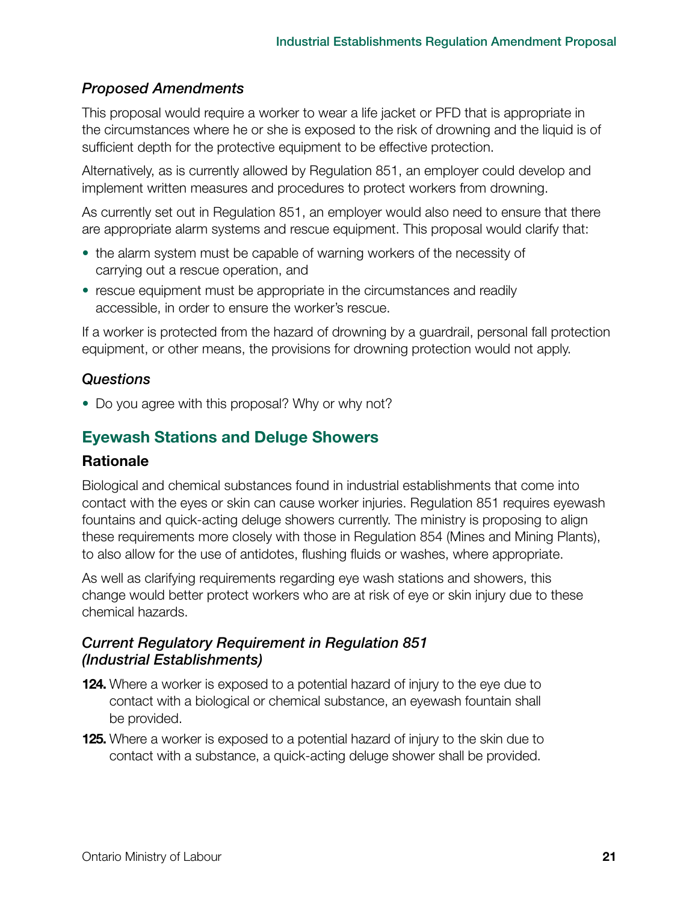### *Proposed Amendments*

This proposal would require a worker to wear a life jacket or PFD that is appropriate in the circumstances where he or she is exposed to the risk of drowning and the liquid is of sufficient depth for the protective equipment to be effective protection.

Alternatively, as is currently allowed by Regulation 851, an employer could develop and implement written measures and procedures to protect workers from drowning.

As currently set out in Regulation 851, an employer would also need to ensure that there are appropriate alarm systems and rescue equipment. This proposal would clarify that:

- the alarm system must be capable of warning workers of the necessity of carrying out a rescue operation, and
- rescue equipment must be appropriate in the circumstances and readily accessible, in order to ensure the worker's rescue.

If a worker is protected from the hazard of drowning by a guardrail, personal fall protection equipment, or other means, the provisions for drowning protection would not apply.

### *Questions*

- Do you agree with this proposal? Why or why not?

## Eyewash Stations and Deluge Showers

### Rationale

Biological and chemical substances found in industrial establishments that come into contact with the eyes or skin can cause worker injuries. Regulation 851 requires eyewash fountains and quick-acting deluge showers currently. The ministry is proposing to align these requirements more closely with those in Regulation 854 (Mines and Mining Plants), to also allow for the use of antidotes, flushing fluids or washes, where appropriate.

As well as clarifying requirements regarding eye wash stations and showers, this change would better protect workers who are at risk of eye or skin injury due to these chemical hazards.

### *Current Regulatory Requirement in Regulation 851 (Industrial Establishments)*

**124.** Where a worker is exposed to a potential hazard of injury to the eye due to contact with a biological or chemical substance, an eyewash fountain shall be provided.

**125.** Where a worker is exposed to a potential hazard of injury to the skin due to contact with a substance, a quick-acting deluge shower shall be provided.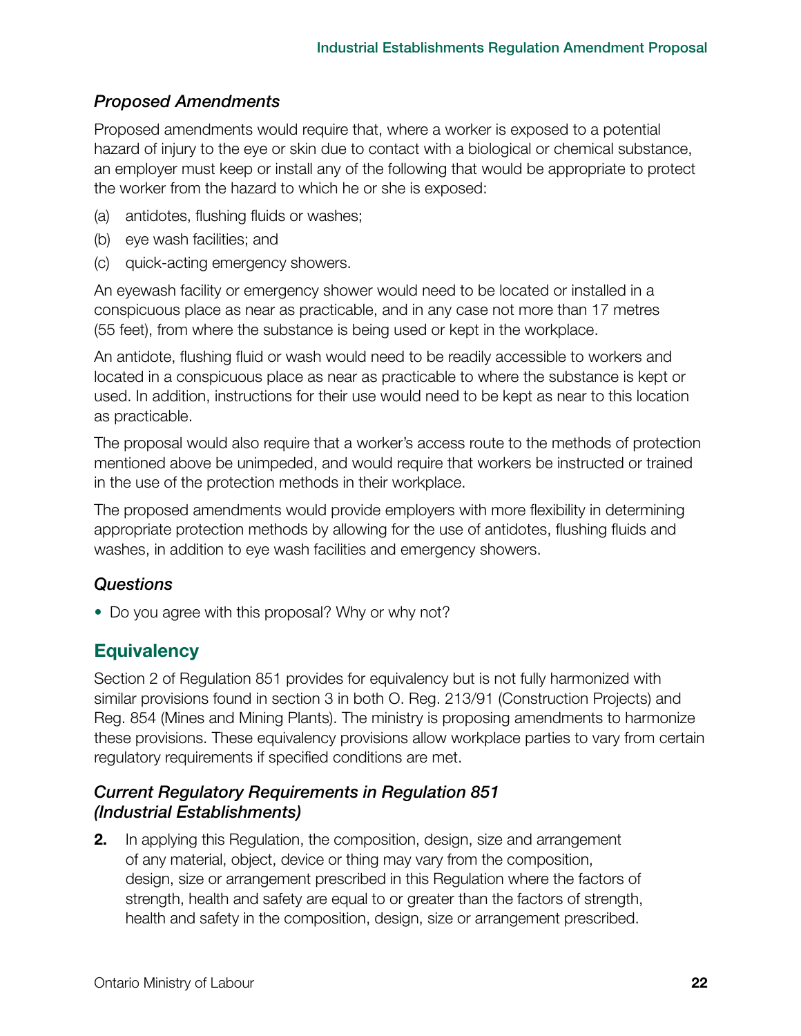### *Proposed Amendments*

Proposed amendments would require that, where a worker is exposed to a potential hazard of injury to the eye or skin due to contact with a biological or chemical substance, an employer must keep or install any of the following that would be appropriate to protect the worker from the hazard to which he or she is exposed:

(a) antidotes, flushing fluids or washes;

(b) eye wash facilities; and

(c) quick-acting emergency showers.

An eyewash facility or emergency shower would need to be located or installed in a conspicuous place as near as practicable, and in any case not more than 17 metres (55 feet), from where the substance is being used or kept in the workplace.

An antidote, flushing fluid or wash would need to be readily accessible to workers and located in a conspicuous place as near as practicable to where the substance is kept or used. In addition, instructions for their use would need to be kept as near to this location as practicable.

The proposal would also require that a worker's access route to the methods of protection mentioned above be unimpeded, and would require that workers be instructed or trained in the use of the protection methods in their workplace.

The proposed amendments would provide employers with more flexibility in determining appropriate protection methods by allowing for the use of antidotes, flushing fluids and washes, in addition to eye wash facilities and emergency showers.

### *Questions*

- Do you agree with this proposal? Why or why not?

## Equivalency

Section 2 of Regulation 851 provides for equivalency but is not fully harmonized with similar provisions found in section 3 in both O. Reg. 213/91 (Construction Projects) and Reg. 854 (Mines and Mining Plants). The ministry is proposing amendments to harmonize these provisions. These equivalency provisions allow workplace parties to vary from certain regulatory requirements if specified conditions are met.

### *Current Regulatory Requirements in Regulation 851 (Industrial Establishments)*

**2.** In applying this Regulation, the composition, design, size and arrangement of any material, object, device or thing may vary from the composition, design, size or arrangement prescribed in this Regulation where the factors of strength, health and safety are equal to or greater than the factors of strength, health and safety in the composition, design, size or arrangement prescribed.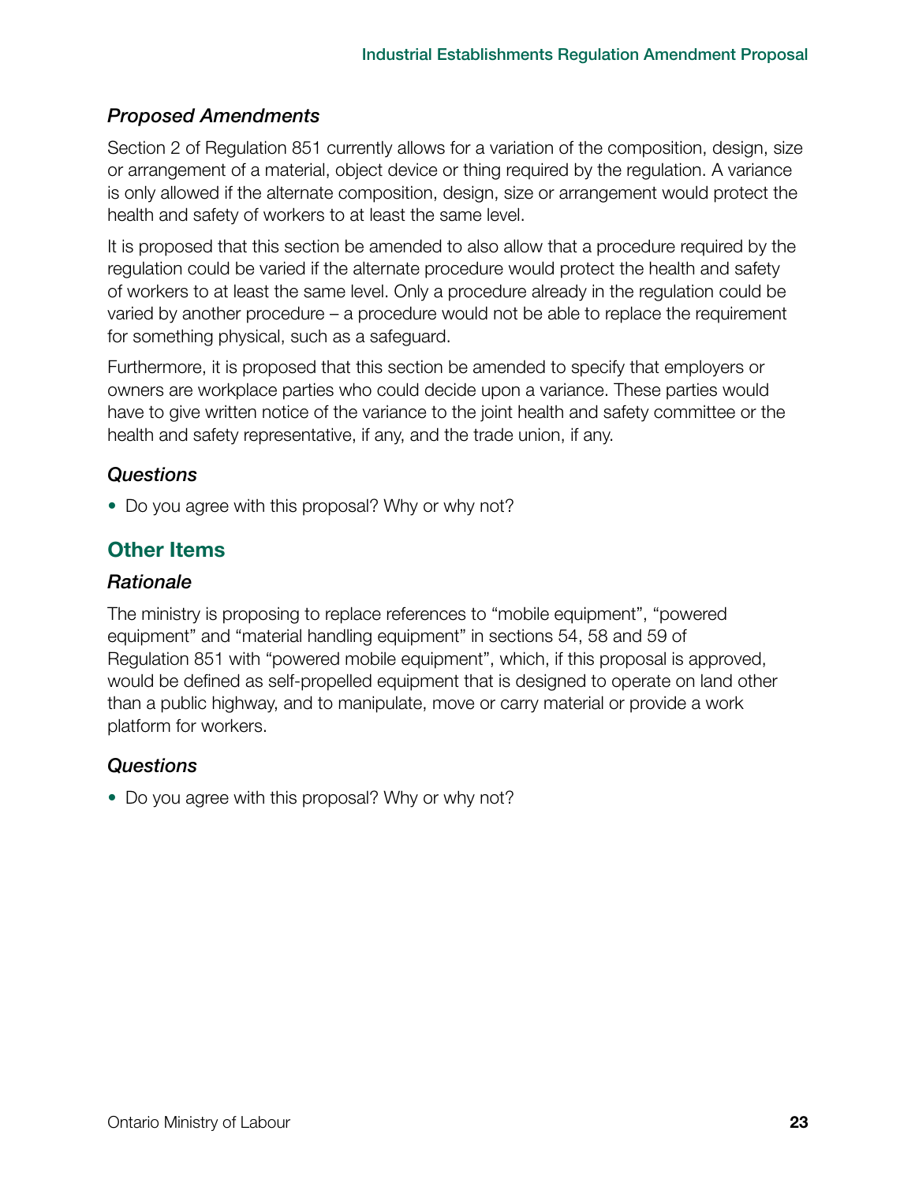### *Proposed Amendments*

Section 2 of Regulation 851 currently allows for a variation of the composition, design, size or arrangement of a material, object device or thing required by the regulation. A variance is only allowed if the alternate composition, design, size or arrangement would protect the health and safety of workers to at least the same level.

It is proposed that this section be amended to also allow that a procedure required by the regulation could be varied if the alternate procedure would protect the health and safety of workers to at least the same level. Only a procedure already in the regulation could be varied by another procedure – a procedure would not be able to replace the requirement for something physical, such as a safeguard.

Furthermore, it is proposed that this section be amended to specify that employers or owners are workplace parties who could decide upon a variance. These parties would have to give written notice of the variance to the joint health and safety committee or the health and safety representative, if any, and the trade union, if any.

### *Questions*

- Do you agree with this proposal? Why or why not?

## Other Items

### *Rationale*

The ministry is proposing to replace references to "mobile equipment", "powered equipment" and "material handling equipment" in sections 54, 58 and 59 of Regulation 851 with "powered mobile equipment", which, if this proposal is approved, would be defined as self-propelled equipment that is designed to operate on land other than a public highway, and to manipulate, move or carry material or provide a work platform for workers.

### *Questions*

- Do you agree with this proposal? Why or why not?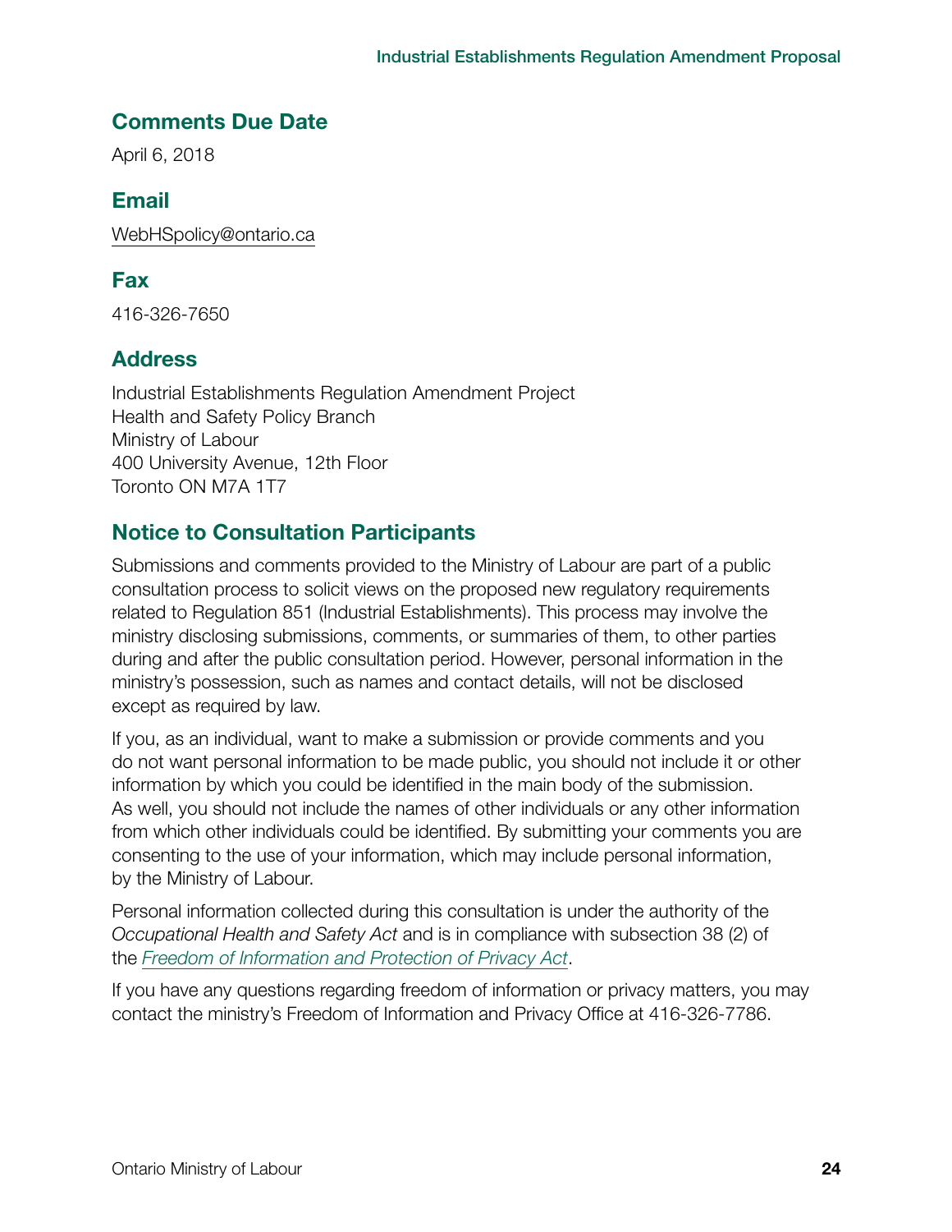## Comments Due Date

April 6, 2018

## Email

WebHSpolicy@ontario.ca

## Fax

416-326-7650

## Address

Industrial Establishments Regulation Amendment Project
Health and Safety Policy Branch
Ministry of Labour
400 University Avenue, 12th Floor
Toronto ON M7A 1T7

## Notice to Consultation Participants

Submissions and comments provided to the Ministry of Labour are part of a public consultation process to solicit views on the proposed new regulatory requirements related to Regulation 851 (Industrial Establishments). This process may involve the ministry disclosing submissions, comments, or summaries of them, to other parties during and after the public consultation period. However, personal information in the ministry's possession, such as names and contact details, will not be disclosed except as required by law.

If you, as an individual, want to make a submission or provide comments and you do not want personal information to be made public, you should not include it or other information by which you could be identified in the main body of the submission. As well, you should not include the names of other individuals or any other information from which other individuals could be identified. By submitting your comments you are consenting to the use of your information, which may include personal information, by the Ministry of Labour.

Personal information collected during this consultation is under the authority of the *Occupational Health and Safety Act* and is in compliance with subsection 38 (2) of the *Freedom of Information and Protection of Privacy Act*.

If you have any questions regarding freedom of information or privacy matters, you may contact the ministry's Freedom of Information and Privacy Office at 416-326-7786.